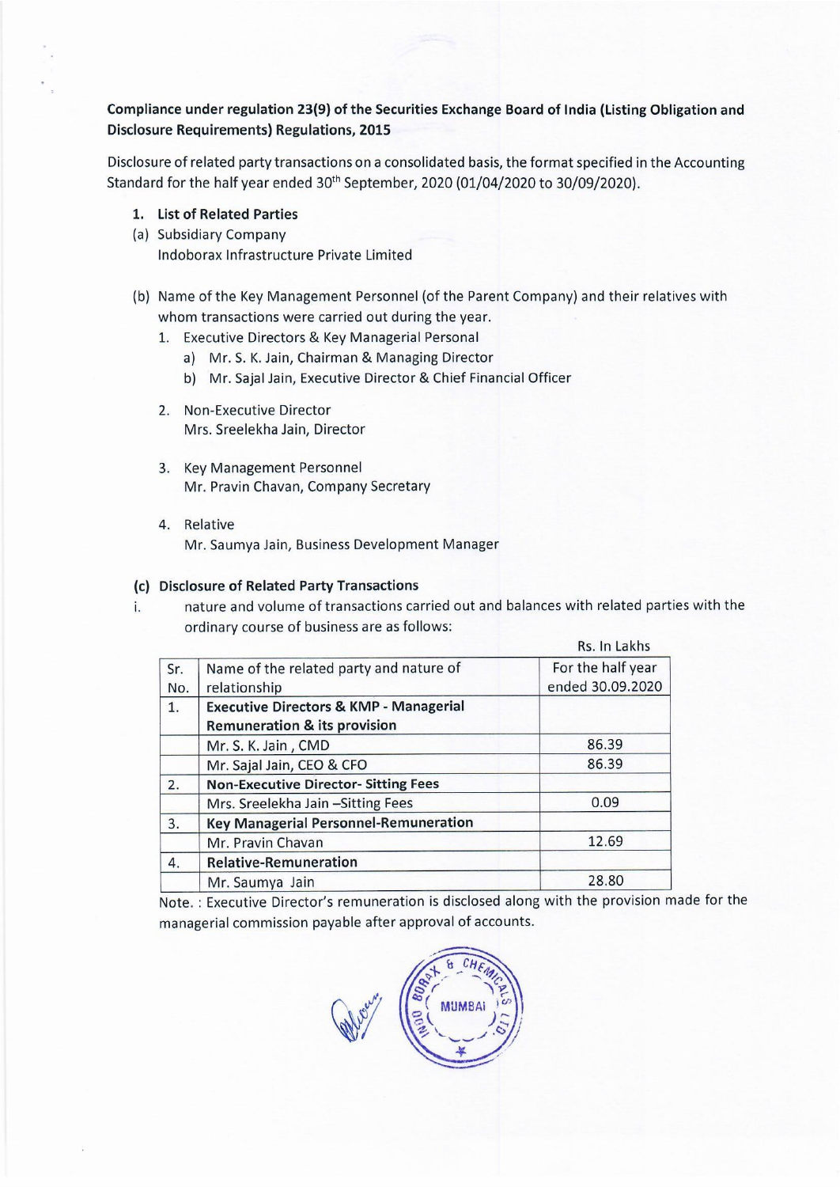**Compliance under regulation 23(9) of the Securities Exchange Board of India (Listing Obligation and Disclosure Requirements) Regulations, 2015**

Disclosure of related party transactions on a consolidated basis, the format specified in the Accounting Standard for the half year ended 30th September, 2020 (01/04/2020 to 30/09/2020).

1. **List of Related Parties**

(a) Subsidiary Company
Indoborax Infrastructure Private Limited

(b) Name of the Key Management Personnel (of the Parent Company) and their relatives with whom transactions were carried out during the year.

1. Executive Directors & Key Managerial Personal
   a) Mr. S. K. Jain, Chairman & Managing Director
   b) Mr. Sajal Jain, Executive Director & Chief Financial Officer

2. Non-Executive Director
   Mrs. Sreelekha Jain, Director

3. Key Management Personnel
   Mr. Pravin Chavan, Company Secretary

4. Relative
   Mr. Saumya Jain, Business Development Manager

**(c) Disclosure of Related Party Transactions**

i. nature and volume of transactions carried out and balances with related parties with the ordinary course of business are as follows:

Rs. In Lakhs

| Sr. No. | Name of the related party and nature of relationship | For the half year ended 30.09.2020 |
|---|---|---|
| 1. | **Executive Directors & KMP - Managerial Remuneration & its provision** | |
| | Mr. S. K. Jain , CMD | 86.39 |
| | Mr. Sajal Jain, CEO & CFO | 86.39 |
| 2. | **Non-Executive Director- Sitting Fees** | |
| | Mrs. Sreelekha Jain –Sitting Fees | 0.09 |
| 3. | **Key Managerial Personnel-Remuneration** | |
| | Mr. Pravin Chavan | 12.69 |
| 4. | **Relative-Remuneration** | |
| | Mr. Saumya Jain | 28.80 |

Note. : Executive Director's remuneration is disclosed along with the provision made for the managerial commission payable after approval of accounts.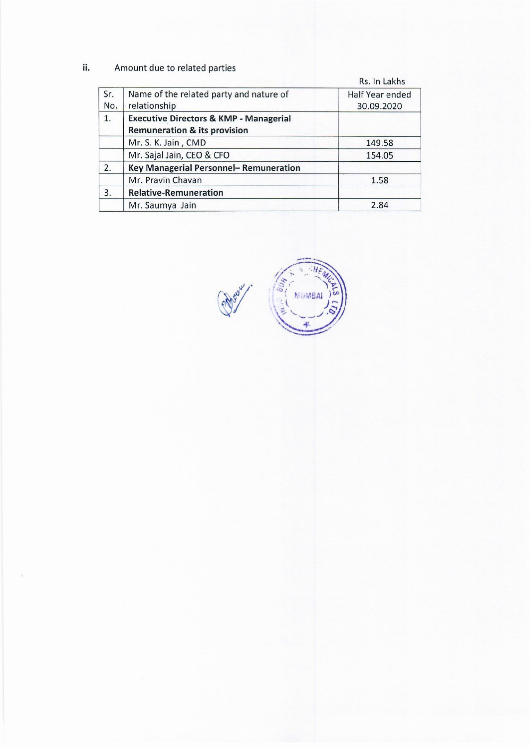ii. Amount due to related parties

Rs. In Lakhs

| Sr. No. | Name of the related party and nature of relationship | Half Year ended 30.09.2020 |
|---|---|---|
| 1. | **Executive Directors & KMP - Managerial Remuneration & its provision** | |
| | Mr. S. K. Jain , CMD | 149.58 |
| | Mr. Sajal Jain, CEO & CFO | 154.05 |
| 2. | **Key Managerial Personnel– Remuneration** | |
| | Mr. Pravin Chavan | 1.58 |
| 3. | **Relative-Remuneration** | |
| | Mr. Saumya Jain | 2.84 |